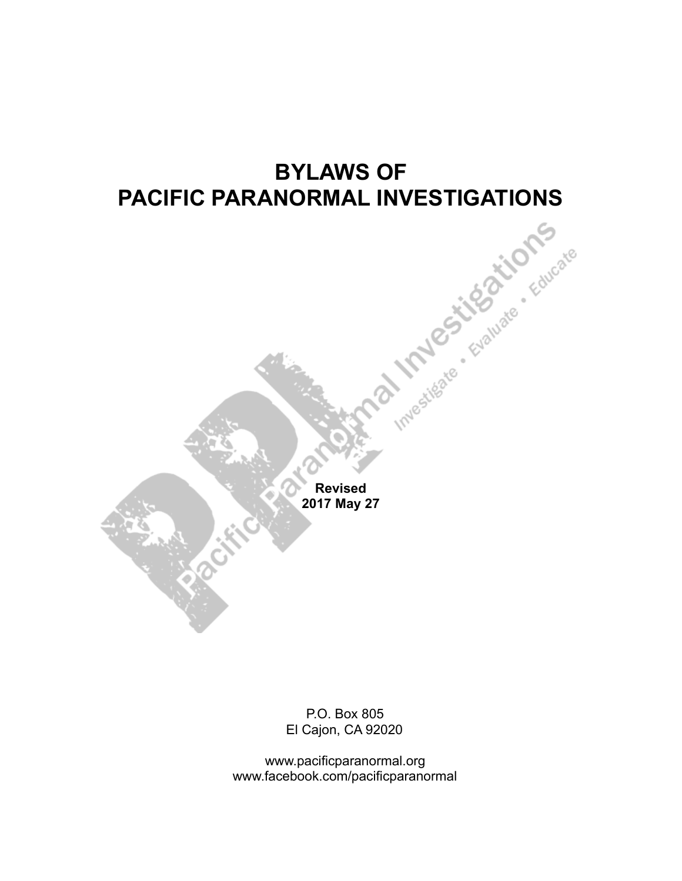# BYLAWS OF PACIFIC PARANORMAL INVESTIGATIONS

**Revised**
**2017 May 27**

P.O. Box 805
El Cajon, CA 92020

www.pacificparanormal.org
www.facebook.com/pacificparanormal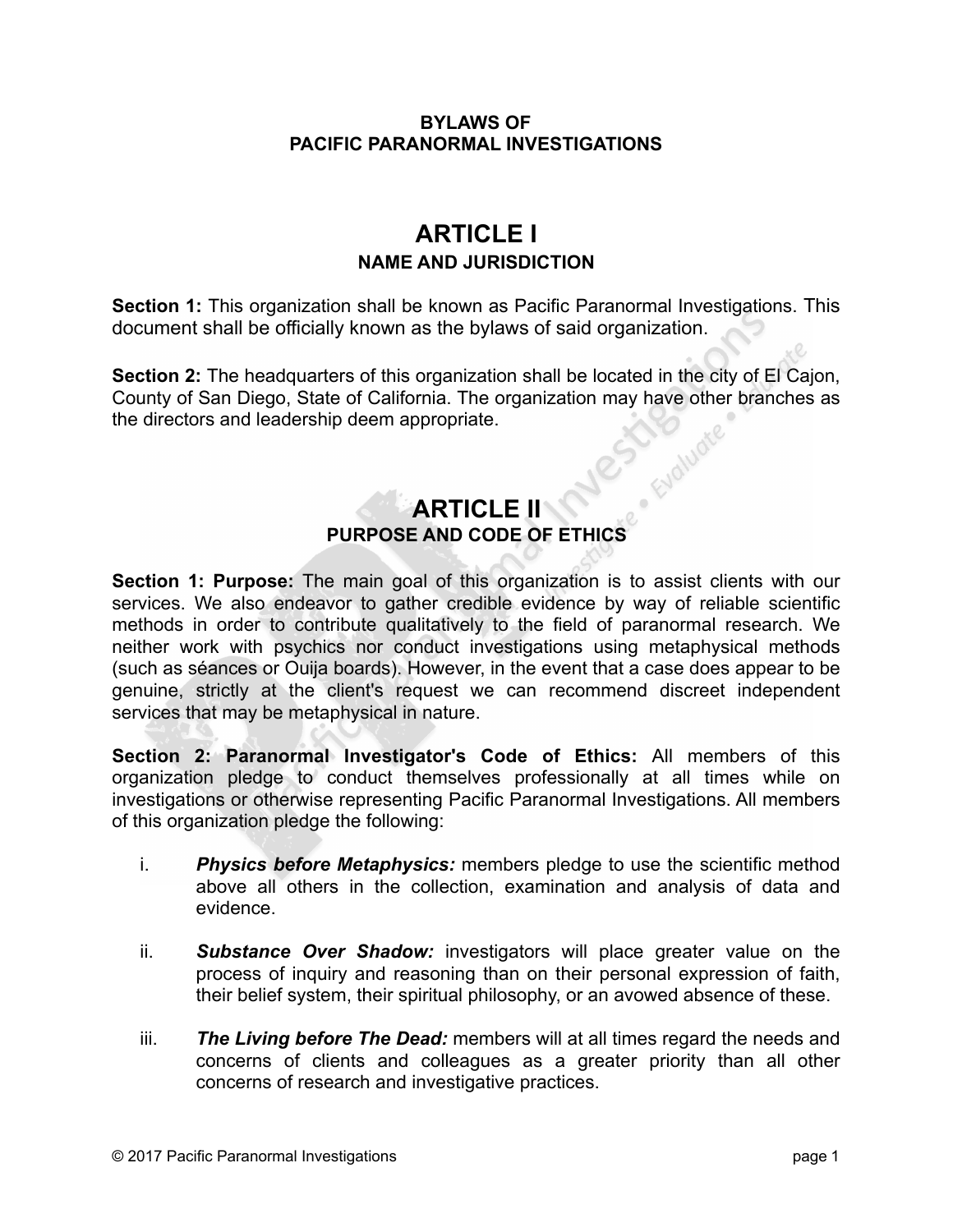**BYLAWS OF**
**PACIFIC PARANORMAL INVESTIGATIONS**

# ARTICLE I
## NAME AND JURISDICTION

**Section 1:** This organization shall be known as Pacific Paranormal Investigations. This document shall be officially known as the bylaws of said organization.

**Section 2:** The headquarters of this organization shall be located in the city of El Cajon, County of San Diego, State of California. The organization may have other branches as the directors and leadership deem appropriate.

# ARTICLE II
## PURPOSE AND CODE OF ETHICS

**Section 1: Purpose:** The main goal of this organization is to assist clients with our services. We also endeavor to gather credible evidence by way of reliable scientific methods in order to contribute qualitatively to the field of paranormal research. We neither work with psychics nor conduct investigations using metaphysical methods (such as séances or Ouija boards). However, in the event that a case does appear to be genuine, strictly at the client's request we can recommend discreet independent services that may be metaphysical in nature.

**Section 2: Paranormal Investigator's Code of Ethics:** All members of this organization pledge to conduct themselves professionally at all times while on investigations or otherwise representing Pacific Paranormal Investigations. All members of this organization pledge the following:

i. ***Physics before Metaphysics:*** members pledge to use the scientific method above all others in the collection, examination and analysis of data and evidence.

ii. ***Substance Over Shadow:*** investigators will place greater value on the process of inquiry and reasoning than on their personal expression of faith, their belief system, their spiritual philosophy, or an avowed absence of these.

iii. ***The Living before The Dead:*** members will at all times regard the needs and concerns of clients and colleagues as a greater priority than all other concerns of research and investigative practices.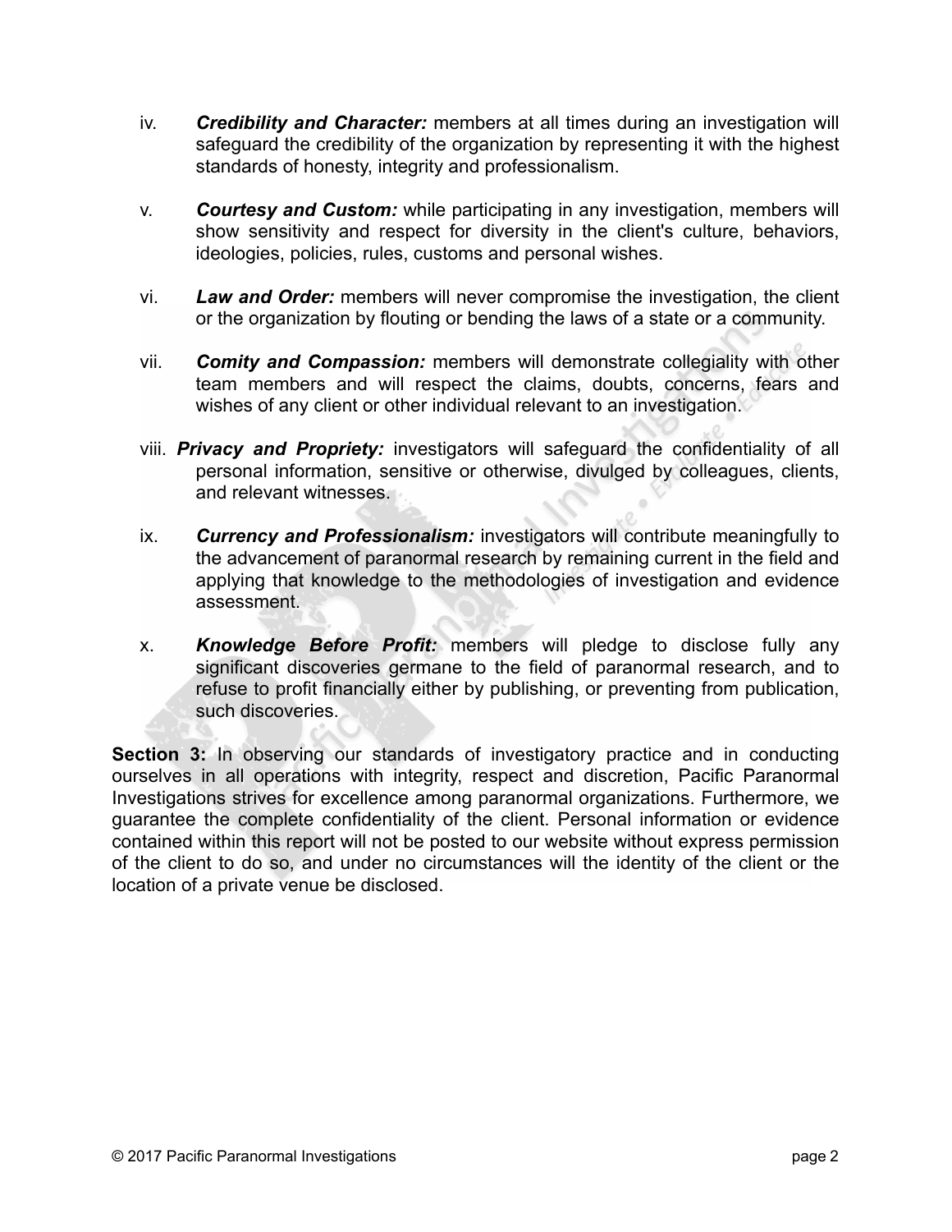iv. ***Credibility and Character:*** members at all times during an investigation will safeguard the credibility of the organization by representing it with the highest standards of honesty, integrity and professionalism.

v. ***Courtesy and Custom:*** while participating in any investigation, members will show sensitivity and respect for diversity in the client's culture, behaviors, ideologies, policies, rules, customs and personal wishes.

vi. ***Law and Order:*** members will never compromise the investigation, the client or the organization by flouting or bending the laws of a state or a community.

vii. ***Comity and Compassion:*** members will demonstrate collegiality with other team members and will respect the claims, doubts, concerns, fears and wishes of any client or other individual relevant to an investigation.

viii. ***Privacy and Propriety:*** investigators will safeguard the confidentiality of all personal information, sensitive or otherwise, divulged by colleagues, clients, and relevant witnesses.

ix. ***Currency and Professionalism:*** investigators will contribute meaningfully to the advancement of paranormal research by remaining current in the field and applying that knowledge to the methodologies of investigation and evidence assessment.

x. ***Knowledge Before Profit:*** members will pledge to disclose fully any significant discoveries germane to the field of paranormal research, and to refuse to profit financially either by publishing, or preventing from publication, such discoveries.

**Section 3:** In observing our standards of investigatory practice and in conducting ourselves in all operations with integrity, respect and discretion, Pacific Paranormal Investigations strives for excellence among paranormal organizations. Furthermore, we guarantee the complete confidentiality of the client. Personal information or evidence contained within this report will not be posted to our website without express permission of the client to do so, and under no circumstances will the identity of the client or the location of a private venue be disclosed.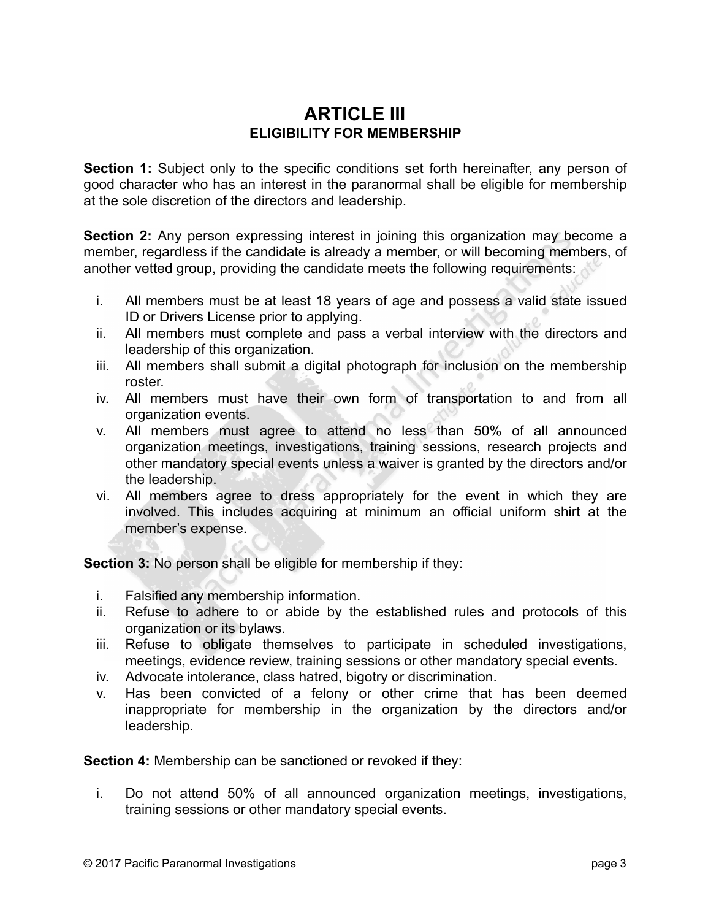# ARTICLE III
## ELIGIBILITY FOR MEMBERSHIP

**Section 1:** Subject only to the specific conditions set forth hereinafter, any person of good character who has an interest in the paranormal shall be eligible for membership at the sole discretion of the directors and leadership.

**Section 2:** Any person expressing interest in joining this organization may become a member, regardless if the candidate is already a member, or will becoming members, of another vetted group, providing the candidate meets the following requirements:

i. All members must be at least 18 years of age and possess a valid state issued ID or Drivers License prior to applying.
ii. All members must complete and pass a verbal interview with the directors and leadership of this organization.
iii. All members shall submit a digital photograph for inclusion on the membership roster.
iv. All members must have their own form of transportation to and from all organization events.
v. All members must agree to attend no less than 50% of all announced organization meetings, investigations, training sessions, research projects and other mandatory special events unless a waiver is granted by the directors and/or the leadership.
vi. All members agree to dress appropriately for the event in which they are involved. This includes acquiring at minimum an official uniform shirt at the member's expense.

**Section 3:** No person shall be eligible for membership if they:

i. Falsified any membership information.
ii. Refuse to adhere to or abide by the established rules and protocols of this organization or its bylaws.
iii. Refuse to obligate themselves to participate in scheduled investigations, meetings, evidence review, training sessions or other mandatory special events.
iv. Advocate intolerance, class hatred, bigotry or discrimination.
v. Has been convicted of a felony or other crime that has been deemed inappropriate for membership in the organization by the directors and/or leadership.

**Section 4:** Membership can be sanctioned or revoked if they:

i. Do not attend 50% of all announced organization meetings, investigations, training sessions or other mandatory special events.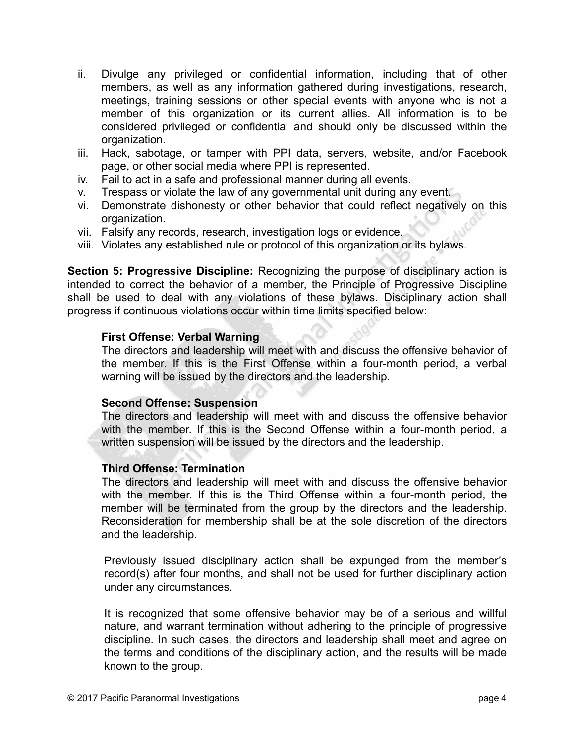ii. Divulge any privileged or confidential information, including that of other members, as well as any information gathered during investigations, research, meetings, training sessions or other special events with anyone who is not a member of this organization or its current allies. All information is to be considered privileged or confidential and should only be discussed within the organization.
iii. Hack, sabotage, or tamper with PPI data, servers, website, and/or Facebook page, or other social media where PPI is represented.
iv. Fail to act in a safe and professional manner during all events.
v. Trespass or violate the law of any governmental unit during any event.
vi. Demonstrate dishonesty or other behavior that could reflect negatively on this organization.
vii. Falsify any records, research, investigation logs or evidence.
viii. Violates any established rule or protocol of this organization or its bylaws.

**Section 5: Progressive Discipline:** Recognizing the purpose of disciplinary action is intended to correct the behavior of a member, the Principle of Progressive Discipline shall be used to deal with any violations of these bylaws. Disciplinary action shall progress if continuous violations occur within time limits specified below:

**First Offense: Verbal Warning**
The directors and leadership will meet with and discuss the offensive behavior of the member. If this is the First Offense within a four-month period, a verbal warning will be issued by the directors and the leadership.

**Second Offense: Suspension**
The directors and leadership will meet with and discuss the offensive behavior with the member. If this is the Second Offense within a four-month period, a written suspension will be issued by the directors and the leadership.

**Third Offense: Termination**
The directors and leadership will meet with and discuss the offensive behavior with the member. If this is the Third Offense within a four-month period, the member will be terminated from the group by the directors and the leadership. Reconsideration for membership shall be at the sole discretion of the directors and the leadership.

Previously issued disciplinary action shall be expunged from the member's record(s) after four months, and shall not be used for further disciplinary action under any circumstances.

It is recognized that some offensive behavior may be of a serious and willful nature, and warrant termination without adhering to the principle of progressive discipline. In such cases, the directors and leadership shall meet and agree on the terms and conditions of the disciplinary action, and the results will be made known to the group.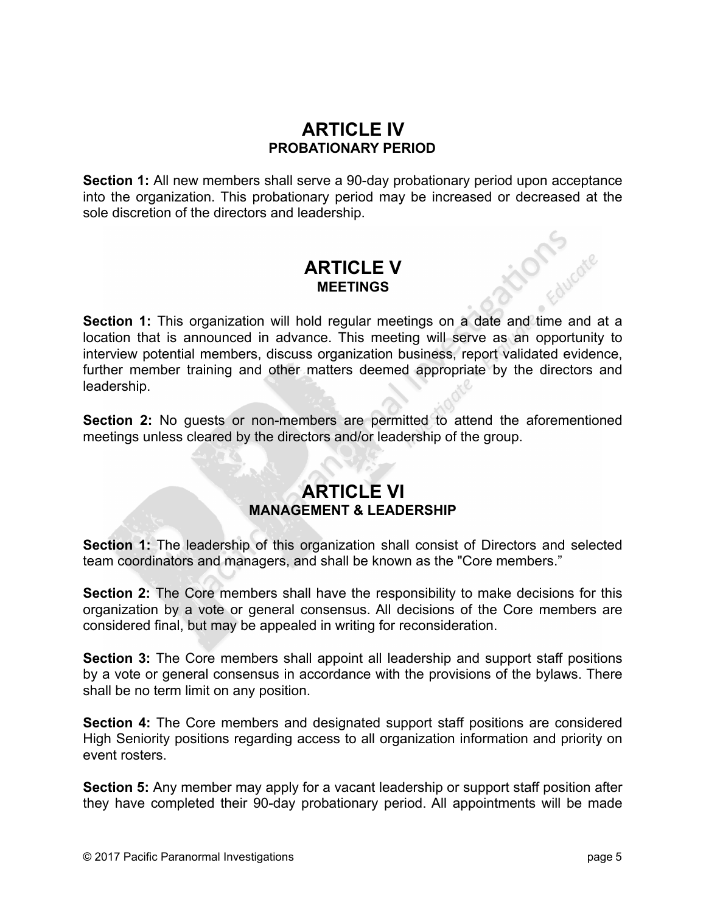# ARTICLE IV
## PROBATIONARY PERIOD

**Section 1:** All new members shall serve a 90-day probationary period upon acceptance into the organization. This probationary period may be increased or decreased at the sole discretion of the directors and leadership.

# ARTICLE V
## MEETINGS

**Section 1:** This organization will hold regular meetings on a date and time and at a location that is announced in advance. This meeting will serve as an opportunity to interview potential members, discuss organization business, report validated evidence, further member training and other matters deemed appropriate by the directors and leadership.

**Section 2:** No guests or non-members are permitted to attend the aforementioned meetings unless cleared by the directors and/or leadership of the group.

# ARTICLE VI
## MANAGEMENT & LEADERSHIP

**Section 1:** The leadership of this organization shall consist of Directors and selected team coordinators and managers, and shall be known as the "Core members."

**Section 2:** The Core members shall have the responsibility to make decisions for this organization by a vote or general consensus. All decisions of the Core members are considered final, but may be appealed in writing for reconsideration.

**Section 3:** The Core members shall appoint all leadership and support staff positions by a vote or general consensus in accordance with the provisions of the bylaws. There shall be no term limit on any position.

**Section 4:** The Core members and designated support staff positions are considered High Seniority positions regarding access to all organization information and priority on event rosters.

**Section 5:** Any member may apply for a vacant leadership or support staff position after they have completed their 90-day probationary period. All appointments will be made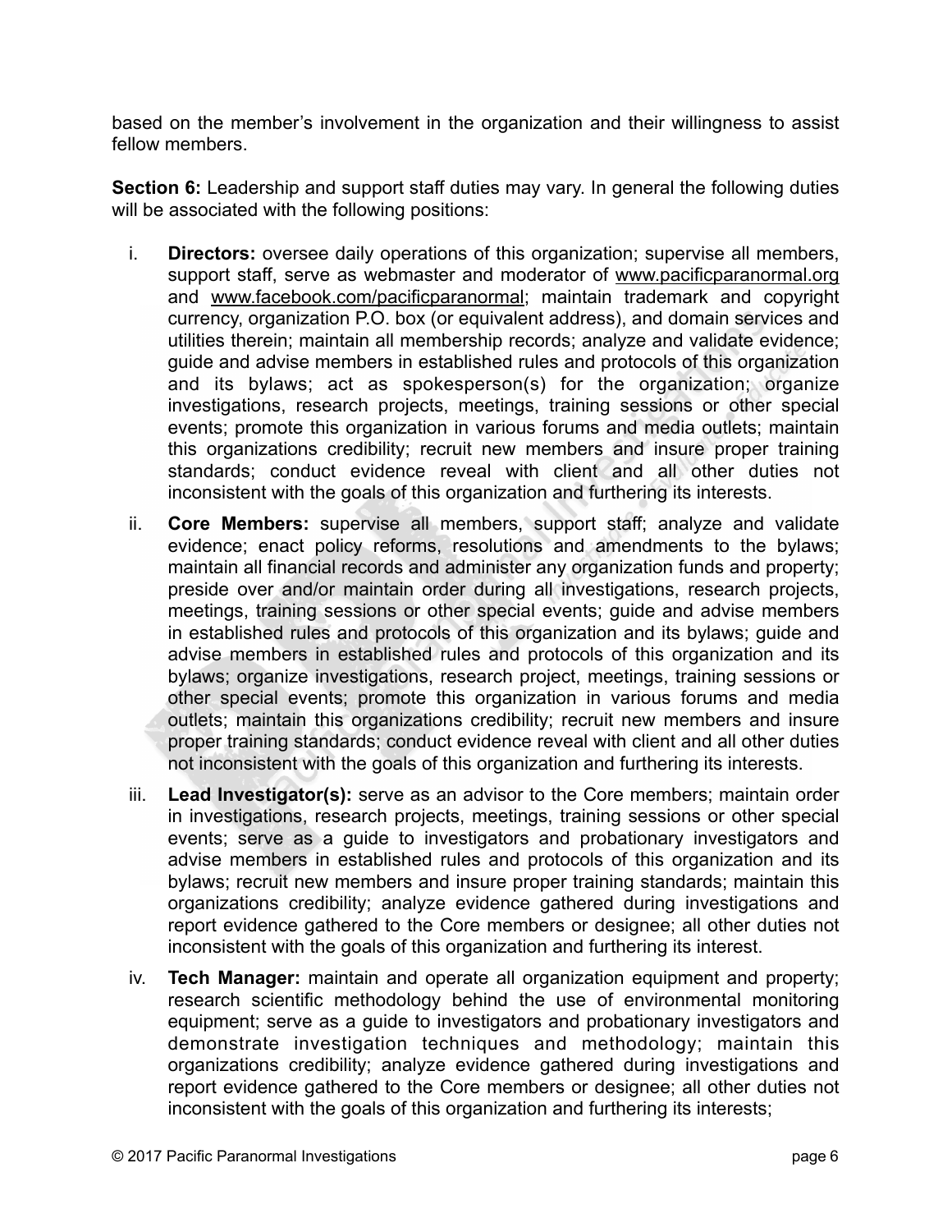based on the member's involvement in the organization and their willingness to assist fellow members.

**Section 6:** Leadership and support staff duties may vary. In general the following duties will be associated with the following positions:

i. **Directors:** oversee daily operations of this organization; supervise all members, support staff, serve as webmaster and moderator of www.pacificparanormal.org and www.facebook.com/pacificparanormal; maintain trademark and copyright currency, organization P.O. box (or equivalent address), and domain services and utilities therein; maintain all membership records; analyze and validate evidence; guide and advise members in established rules and protocols of this organization and its bylaws; act as spokesperson(s) for the organization; organize investigations, research projects, meetings, training sessions or other special events; promote this organization in various forums and media outlets; maintain this organizations credibility; recruit new members and insure proper training standards; conduct evidence reveal with client and all other duties not inconsistent with the goals of this organization and furthering its interests.

ii. **Core Members:** supervise all members, support staff; analyze and validate evidence; enact policy reforms, resolutions and amendments to the bylaws; maintain all financial records and administer any organization funds and property; preside over and/or maintain order during all investigations, research projects, meetings, training sessions or other special events; guide and advise members in established rules and protocols of this organization and its bylaws; guide and advise members in established rules and protocols of this organization and its bylaws; organize investigations, research project, meetings, training sessions or other special events; promote this organization in various forums and media outlets; maintain this organizations credibility; recruit new members and insure proper training standards; conduct evidence reveal with client and all other duties not inconsistent with the goals of this organization and furthering its interests.

iii. **Lead Investigator(s):** serve as an advisor to the Core members; maintain order in investigations, research projects, meetings, training sessions or other special events; serve as a guide to investigators and probationary investigators and advise members in established rules and protocols of this organization and its bylaws; recruit new members and insure proper training standards; maintain this organizations credibility; analyze evidence gathered during investigations and report evidence gathered to the Core members or designee; all other duties not inconsistent with the goals of this organization and furthering its interest.

iv. **Tech Manager:** maintain and operate all organization equipment and property; research scientific methodology behind the use of environmental monitoring equipment; serve as a guide to investigators and probationary investigators and demonstrate investigation techniques and methodology; maintain this organizations credibility; analyze evidence gathered during investigations and report evidence gathered to the Core members or designee; all other duties not inconsistent with the goals of this organization and furthering its interests;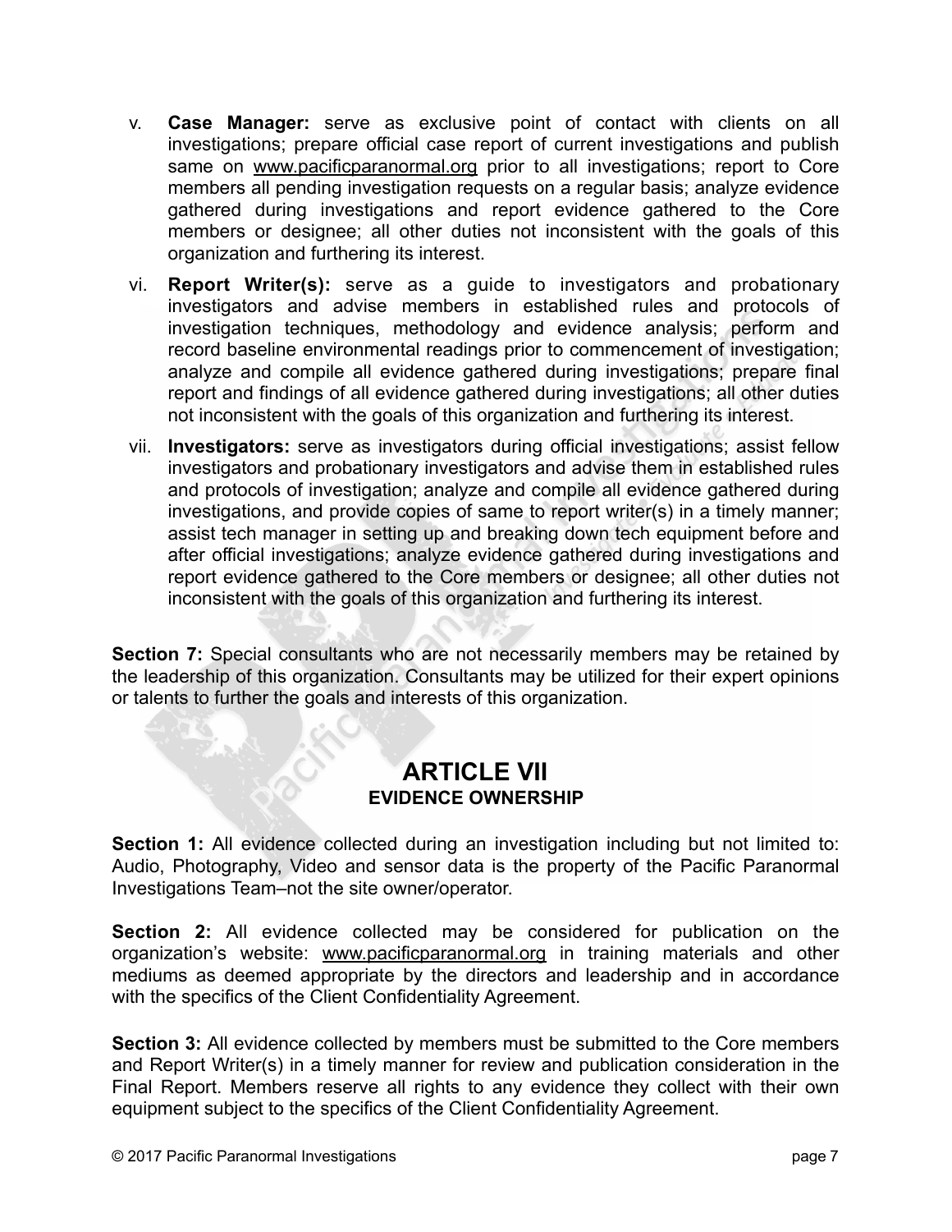v. **Case Manager:** serve as exclusive point of contact with clients on all investigations; prepare official case report of current investigations and publish same on www.pacificparanormal.org prior to all investigations; report to Core members all pending investigation requests on a regular basis; analyze evidence gathered during investigations and report evidence gathered to the Core members or designee; all other duties not inconsistent with the goals of this organization and furthering its interest.

vi. **Report Writer(s):** serve as a guide to investigators and probationary investigators and advise members in established rules and protocols of investigation techniques, methodology and evidence analysis; perform and record baseline environmental readings prior to commencement of investigation; analyze and compile all evidence gathered during investigations; prepare final report and findings of all evidence gathered during investigations; all other duties not inconsistent with the goals of this organization and furthering its interest.

vii. **Investigators:** serve as investigators during official investigations; assist fellow investigators and probationary investigators and advise them in established rules and protocols of investigation; analyze and compile all evidence gathered during investigations, and provide copies of same to report writer(s) in a timely manner; assist tech manager in setting up and breaking down tech equipment before and after official investigations; analyze evidence gathered during investigations and report evidence gathered to the Core members or designee; all other duties not inconsistent with the goals of this organization and furthering its interest.

**Section 7:** Special consultants who are not necessarily members may be retained by the leadership of this organization. Consultants may be utilized for their expert opinions or talents to further the goals and interests of this organization.

## ARTICLE VII
### EVIDENCE OWNERSHIP

**Section 1:** All evidence collected during an investigation including but not limited to: Audio, Photography, Video and sensor data is the property of the Pacific Paranormal Investigations Team–not the site owner/operator.

**Section 2:** All evidence collected may be considered for publication on the organization's website: www.pacificparanormal.org in training materials and other mediums as deemed appropriate by the directors and leadership and in accordance with the specifics of the Client Confidentiality Agreement.

**Section 3:** All evidence collected by members must be submitted to the Core members and Report Writer(s) in a timely manner for review and publication consideration in the Final Report. Members reserve all rights to any evidence they collect with their own equipment subject to the specifics of the Client Confidentiality Agreement.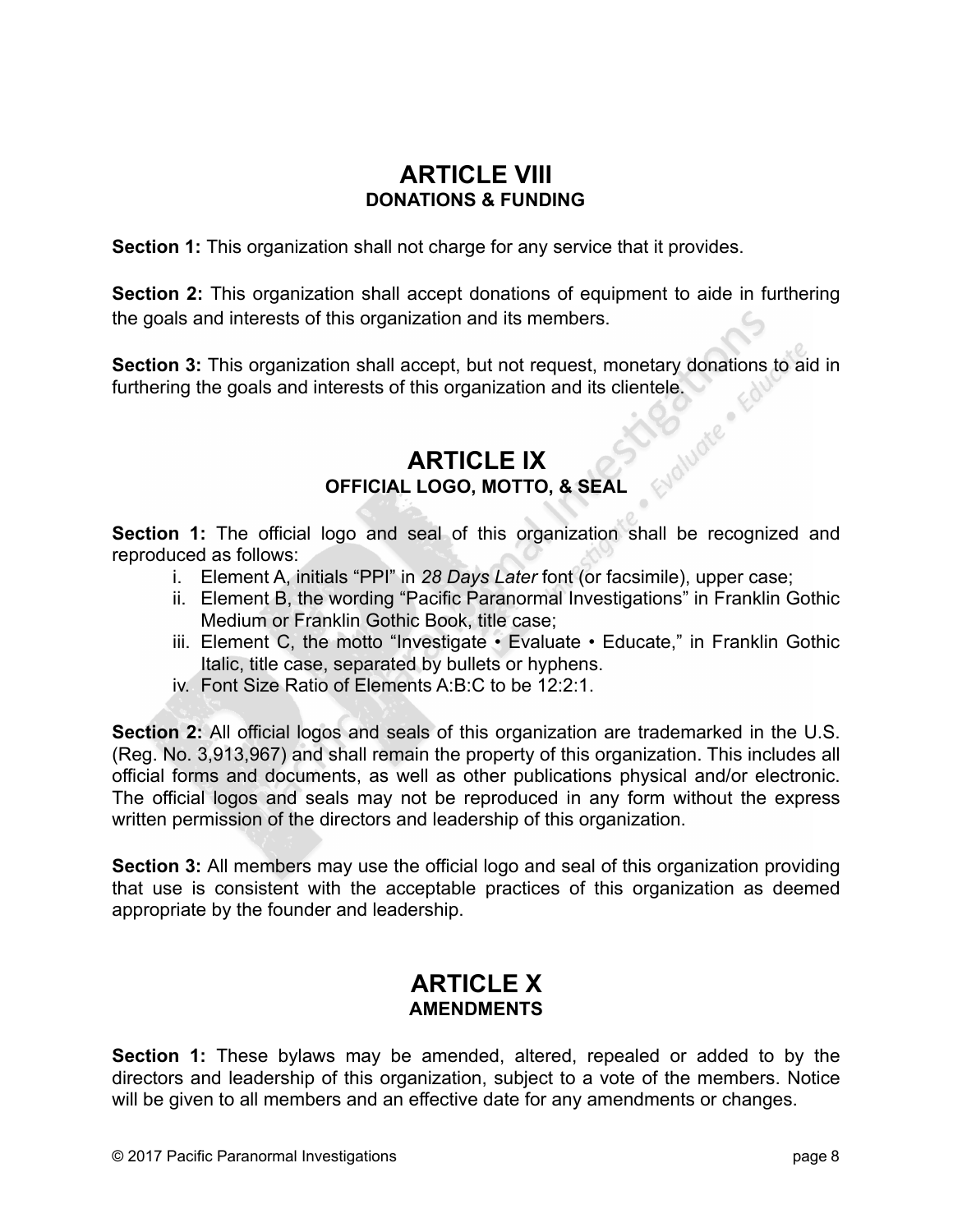# ARTICLE VIII
## DONATIONS & FUNDING

**Section 1:** This organization shall not charge for any service that it provides.

**Section 2:** This organization shall accept donations of equipment to aide in furthering the goals and interests of this organization and its members.

**Section 3:** This organization shall accept, but not request, monetary donations to aid in furthering the goals and interests of this organization and its clientele.

# ARTICLE IX
## OFFICIAL LOGO, MOTTO, & SEAL

**Section 1:** The official logo and seal of this organization shall be recognized and reproduced as follows:

i. Element A, initials "PPI" in *28 Days Later* font (or facsimile), upper case;
ii. Element B, the wording "Pacific Paranormal Investigations" in Franklin Gothic Medium or Franklin Gothic Book, title case;
iii. Element C, the motto "Investigate • Evaluate • Educate," in Franklin Gothic Italic, title case, separated by bullets or hyphens.
iv. Font Size Ratio of Elements A:B:C to be 12:2:1.

**Section 2:** All official logos and seals of this organization are trademarked in the U.S. (Reg. No. 3,913,967) and shall remain the property of this organization. This includes all official forms and documents, as well as other publications physical and/or electronic. The official logos and seals may not be reproduced in any form without the express written permission of the directors and leadership of this organization.

**Section 3:** All members may use the official logo and seal of this organization providing that use is consistent with the acceptable practices of this organization as deemed appropriate by the founder and leadership.

# ARTICLE X
## AMENDMENTS

**Section 1:** These bylaws may be amended, altered, repealed or added to by the directors and leadership of this organization, subject to a vote of the members. Notice will be given to all members and an effective date for any amendments or changes.

© 2017 Pacific Paranormal Investigations